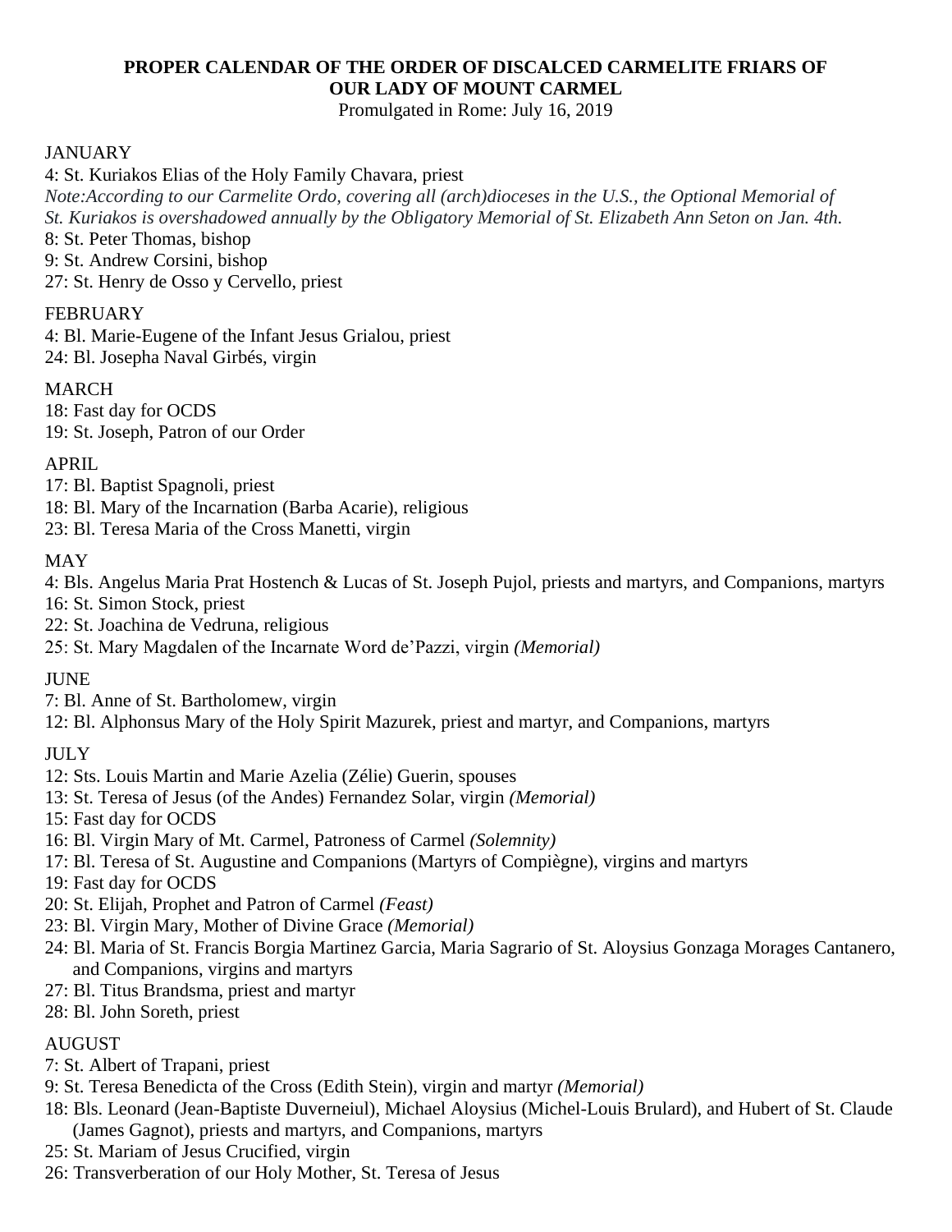# PROPER CALENDAR OF THE ORDER OF DISCALCED CARMELITE FRIARS OF OUR LADY OF MOUNT CARMEL

Promulgated in Rome: July 16, 2019

## JANUARY

4: St. Kuriakos Elias of the Holy Family Chavara, priest
*Note:According to our Carmelite Ordo, covering all (arch)dioceses in the U.S., the Optional Memorial of St. Kuriakos is overshadowed annually by the Obligatory Memorial of St. Elizabeth Ann Seton on Jan. 4th.*
8: St. Peter Thomas, bishop
9: St. Andrew Corsini, bishop
27: St. Henry de Osso y Cervello, priest

## FEBRUARY

4: Bl. Marie-Eugene of the Infant Jesus Grialou, priest
24: Bl. Josepha Naval Girbés, virgin

## MARCH

18: Fast day for OCDS
19: St. Joseph, Patron of our Order

## APRIL

17: Bl. Baptist Spagnoli, priest
18: Bl. Mary of the Incarnation (Barba Acarie), religious
23: Bl. Teresa Maria of the Cross Manetti, virgin

## MAY

4: Bls. Angelus Maria Prat Hostench & Lucas of St. Joseph Pujol, priests and martyrs, and Companions, martyrs
16: St. Simon Stock, priest
22: St. Joachina de Vedruna, religious
25: St. Mary Magdalen of the Incarnate Word de'Pazzi, virgin *(Memorial)*

## JUNE

7: Bl. Anne of St. Bartholomew, virgin
12: Bl. Alphonsus Mary of the Holy Spirit Mazurek, priest and martyr, and Companions, martyrs

## JULY

12: Sts. Louis Martin and Marie Azelia (Zélie) Guerin, spouses
13: St. Teresa of Jesus (of the Andes) Fernandez Solar, virgin *(Memorial)*
15: Fast day for OCDS
16: Bl. Virgin Mary of Mt. Carmel, Patroness of Carmel *(Solemnity)*
17: Bl. Teresa of St. Augustine and Companions (Martyrs of Compiègne), virgins and martyrs
19: Fast day for OCDS
20: St. Elijah, Prophet and Patron of Carmel *(Feast)*
23: Bl. Virgin Mary, Mother of Divine Grace *(Memorial)*
24: Bl. Maria of St. Francis Borgia Martinez Garcia, Maria Sagrario of St. Aloysius Gonzaga Morages Cantanero, and Companions, virgins and martyrs
27: Bl. Titus Brandsma, priest and martyr
28: Bl. John Soreth, priest

## AUGUST

7: St. Albert of Trapani, priest
9: St. Teresa Benedicta of the Cross (Edith Stein), virgin and martyr *(Memorial)*
18: Bls. Leonard (Jean-Baptiste Duverneiul), Michael Aloysius (Michel-Louis Brulard), and Hubert of St. Claude (James Gagnot), priests and martyrs, and Companions, martyrs
25: St. Mariam of Jesus Crucified, virgin
26: Transverberation of our Holy Mother, St. Teresa of Jesus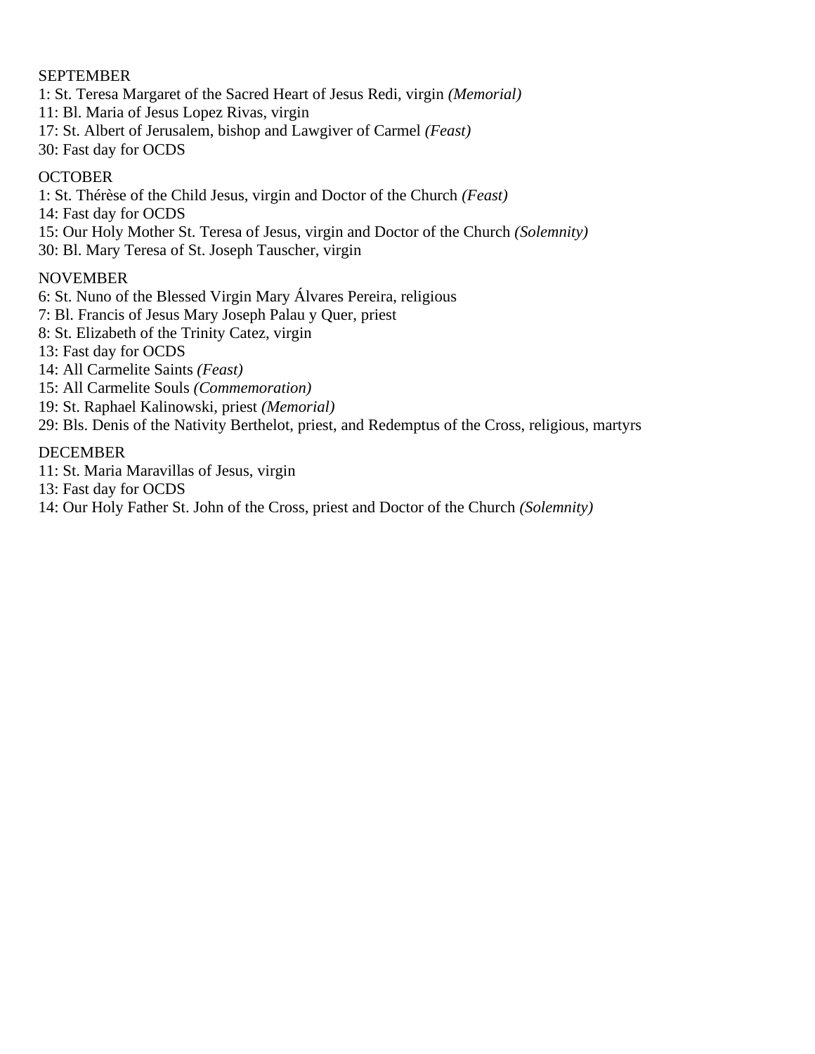SEPTEMBER
1: St. Teresa Margaret of the Sacred Heart of Jesus Redi, virgin *(Memorial)*
11: Bl. Maria of Jesus Lopez Rivas, virgin
17: St. Albert of Jerusalem, bishop and Lawgiver of Carmel *(Feast)*
30: Fast day for OCDS

OCTOBER
1: St. Thérèse of the Child Jesus, virgin and Doctor of the Church *(Feast)*
14: Fast day for OCDS
15: Our Holy Mother St. Teresa of Jesus, virgin and Doctor of the Church *(Solemnity)*
30: Bl. Mary Teresa of St. Joseph Tauscher, virgin

NOVEMBER
6: St. Nuno of the Blessed Virgin Mary Álvares Pereira, religious
7: Bl. Francis of Jesus Mary Joseph Palau y Quer, priest
8: St. Elizabeth of the Trinity Catez, virgin
13: Fast day for OCDS
14: All Carmelite Saints *(Feast)*
15: All Carmelite Souls *(Commemoration)*
19: St. Raphael Kalinowski, priest *(Memorial)*
29: Bls. Denis of the Nativity Berthelot, priest, and Redemptus of the Cross, religious, martyrs

DECEMBER
11: St. Maria Maravillas of Jesus, virgin
13: Fast day for OCDS
14: Our Holy Father St. John of the Cross, priest and Doctor of the Church *(Solemnity)*